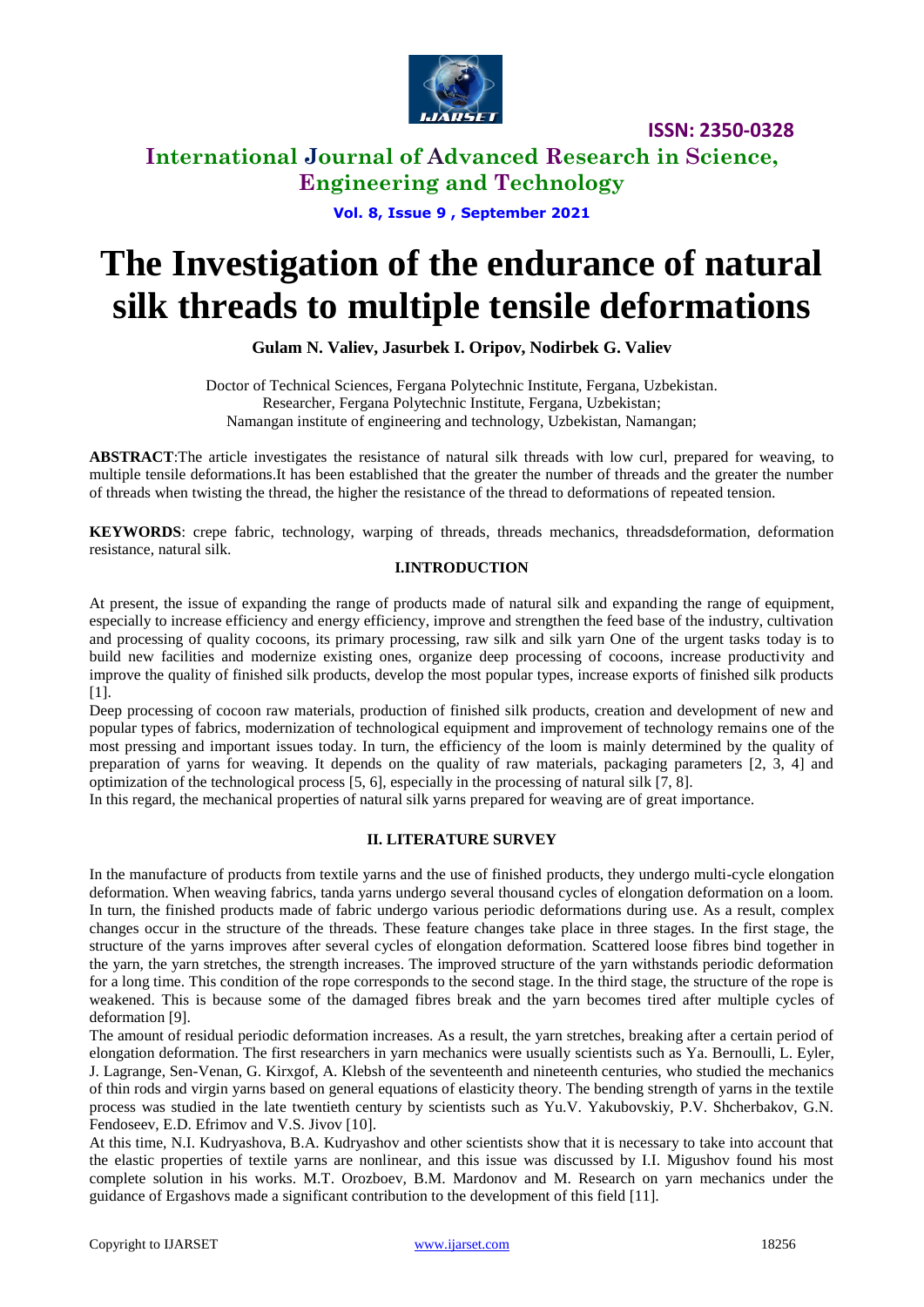# The Investigation of the endurance of natural silk threads to multiple tensile deformations

**Gulam N. Valiev, Jasurbek I. Oripov, Nodirbek G. Valiev**

Doctor of Technical Sciences, Fergana Polytechnic Institute, Fergana, Uzbekistan.
Researcher, Fergana Polytechnic Institute, Fergana, Uzbekistan;
Namangan institute of engineering and technology, Uzbekistan, Namangan;

**ABSTRACT**:The article investigates the resistance of natural silk threads with low curl, prepared for weaving, to multiple tensile deformations.It has been established that the greater the number of threads and the greater the number of threads when twisting the thread, the higher the resistance of the thread to deformations of repeated tension.

**KEYWORDS**: crepe fabric, technology, warping of threads, threads mechanics, threadsdeformation, deformation resistance, natural silk.

## I.INTRODUCTION

At present, the issue of expanding the range of products made of natural silk and expanding the range of equipment, especially to increase efficiency and energy efficiency, improve and strengthen the feed base of the industry, cultivation and processing of quality cocoons, its primary processing, raw silk and silk yarn One of the urgent tasks today is to build new facilities and modernize existing ones, organize deep processing of cocoons, increase productivity and improve the quality of finished silk products, develop the most popular types, increase exports of finished silk products [1].

Deep processing of cocoon raw materials, production of finished silk products, creation and development of new and popular types of fabrics, modernization of technological equipment and improvement of technology remains one of the most pressing and important issues today. In turn, the efficiency of the loom is mainly determined by the quality of preparation of yarns for weaving. It depends on the quality of raw materials, packaging parameters [2, 3, 4] and optimization of the technological process [5, 6], especially in the processing of natural silk [7, 8].

In this regard, the mechanical properties of natural silk yarns prepared for weaving are of great importance.

## II. LITERATURE SURVEY

In the manufacture of products from textile yarns and the use of finished products, they undergo multi-cycle elongation deformation. When weaving fabrics, tanda yarns undergo several thousand cycles of elongation deformation on a loom. In turn, the finished products made of fabric undergo various periodic deformations during use. As a result, complex changes occur in the structure of the threads. These feature changes take place in three stages. In the first stage, the structure of the yarns improves after several cycles of elongation deformation. Scattered loose fibres bind together in the yarn, the yarn stretches, the strength increases. The improved structure of the yarn withstands periodic deformation for a long time. This condition of the rope corresponds to the second stage. In the third stage, the structure of the rope is weakened. This is because some of the damaged fibres break and the yarn becomes tired after multiple cycles of deformation [9].

The amount of residual periodic deformation increases. As a result, the yarn stretches, breaking after a certain period of elongation deformation. The first researchers in yarn mechanics were usually scientists such as Ya. Bernoulli, L. Eyler, J. Lagrange, Sen-Venan, G. Kirxgof, A. Klebsh of the seventeenth and nineteenth centuries, who studied the mechanics of thin rods and virgin yarns based on general equations of elasticity theory. The bending strength of yarns in the textile process was studied in the late twentieth century by scientists such as Yu.V. Yakubovskiy, P.V. Shcherbakov, G.N. Fendoseev, E.D. Efrimov and V.S. Jivov [10].

At this time, N.I. Kudryashova, B.A. Kudryashov and other scientists show that it is necessary to take into account that the elastic properties of textile yarns are nonlinear, and this issue was discussed by I.I. Migushov found his most complete solution in his works. M.T. Orozboev, B.M. Mardonov and M. Research on yarn mechanics under the guidance of Ergashovs made a significant contribution to the development of this field [11].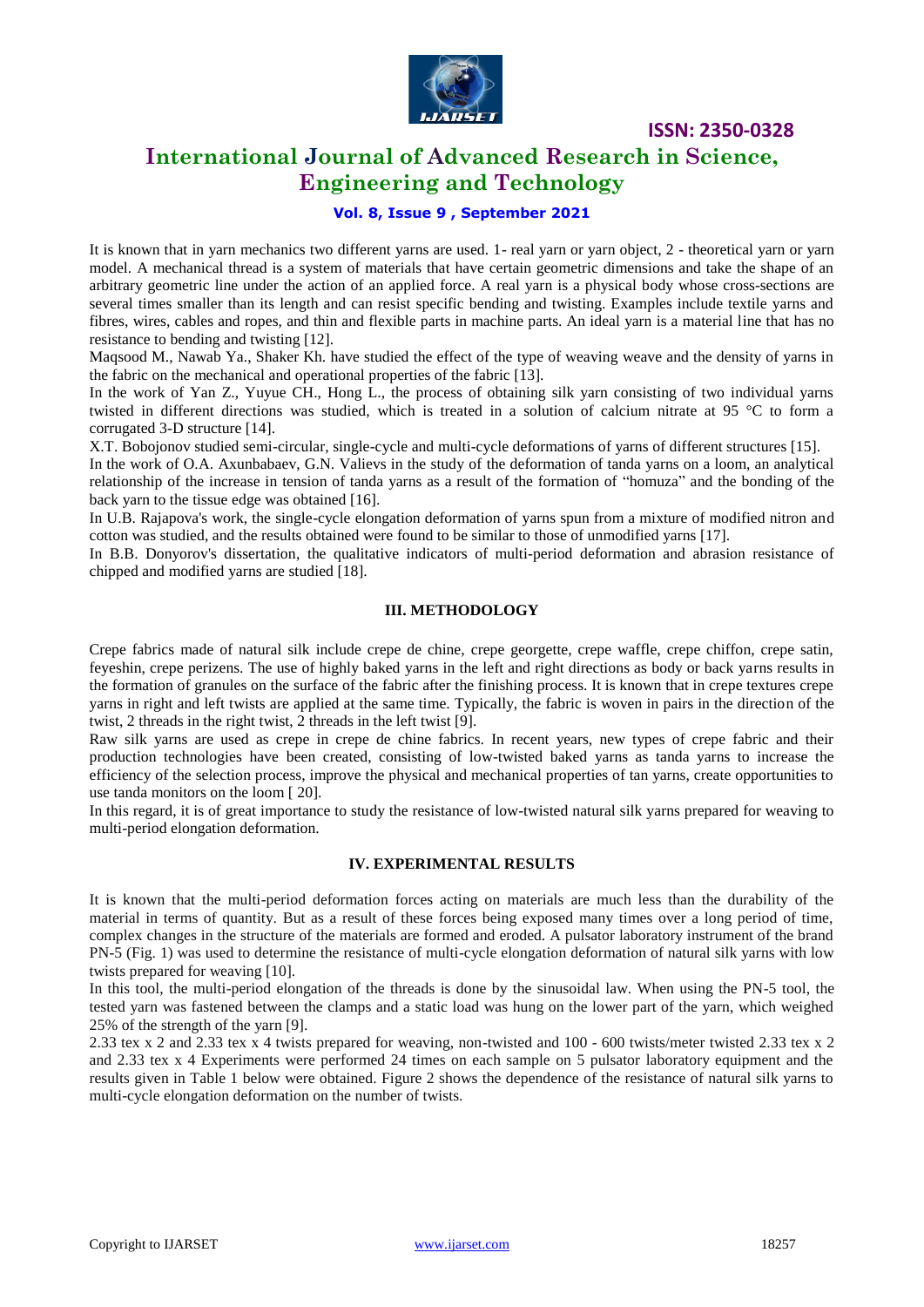It is known that in yarn mechanics two different yarns are used. 1- real yarn or yarn object, 2 - theoretical yarn or yarn model. A mechanical thread is a system of materials that have certain geometric dimensions and take the shape of an arbitrary geometric line under the action of an applied force. A real yarn is a physical body whose cross-sections are several times smaller than its length and can resist specific bending and twisting. Examples include textile yarns and fibres, wires, cables and ropes, and thin and flexible parts in machine parts. An ideal yarn is a material line that has no resistance to bending and twisting [12].

Maqsood M., Nawab Ya., Shaker Kh. have studied the effect of the type of weaving weave and the density of yarns in the fabric on the mechanical and operational properties of the fabric [13].

In the work of Yan Z., Yuyue CH., Hong L., the process of obtaining silk yarn consisting of two individual yarns twisted in different directions was studied, which is treated in a solution of calcium nitrate at 95 °C to form a corrugated 3-D structure [14].

X.T. Bobojonov studied semi-circular, single-cycle and multi-cycle deformations of yarns of different structures [15].

In the work of O.A. Axunbabaev, G.N. Valievs in the study of the deformation of tanda yarns on a loom, an analytical relationship of the increase in tension of tanda yarns as a result of the formation of "homuza" and the bonding of the back yarn to the tissue edge was obtained [16].

In U.B. Rajapova's work, the single-cycle elongation deformation of yarns spun from a mixture of modified nitron and cotton was studied, and the results obtained were found to be similar to those of unmodified yarns [17].

In B.B. Donyorov's dissertation, the qualitative indicators of multi-period deformation and abrasion resistance of chipped and modified yarns are studied [18].

## III. METHODOLOGY

Crepe fabrics made of natural silk include crepe de chine, crepe georgette, crepe waffle, crepe chiffon, crepe satin, feyeshin, crepe perizens. The use of highly baked yarns in the left and right directions as body or back yarns results in the formation of granules on the surface of the fabric after the finishing process. It is known that in crepe textures crepe yarns in right and left twists are applied at the same time. Typically, the fabric is woven in pairs in the direction of the twist, 2 threads in the right twist, 2 threads in the left twist [9].

Raw silk yarns are used as crepe in crepe de chine fabrics. In recent years, new types of crepe fabric and their production technologies have been created, consisting of low-twisted baked yarns as tanda yarns to increase the efficiency of the selection process, improve the physical and mechanical properties of tan yarns, create opportunities to use tanda monitors on the loom [ 20].

In this regard, it is of great importance to study the resistance of low-twisted natural silk yarns prepared for weaving to multi-period elongation deformation.

## IV. EXPERIMENTAL RESULTS

It is known that the multi-period deformation forces acting on materials are much less than the durability of the material in terms of quantity. But as a result of these forces being exposed many times over a long period of time, complex changes in the structure of the materials are formed and eroded. A pulsator laboratory instrument of the brand PN-5 (Fig. 1) was used to determine the resistance of multi-cycle elongation deformation of natural silk yarns with low twists prepared for weaving [10].

In this tool, the multi-period elongation of the threads is done by the sinusoidal law. When using the PN-5 tool, the tested yarn was fastened between the clamps and a static load was hung on the lower part of the yarn, which weighed 25% of the strength of the yarn [9].

2.33 tex x 2 and 2.33 tex x 4 twists prepared for weaving, non-twisted and 100 - 600 twists/meter twisted 2.33 tex x 2 and 2.33 tex x 4 Experiments were performed 24 times on each sample on 5 pulsator laboratory equipment and the results given in Table 1 below were obtained. Figure 2 shows the dependence of the resistance of natural silk yarns to multi-cycle elongation deformation on the number of twists.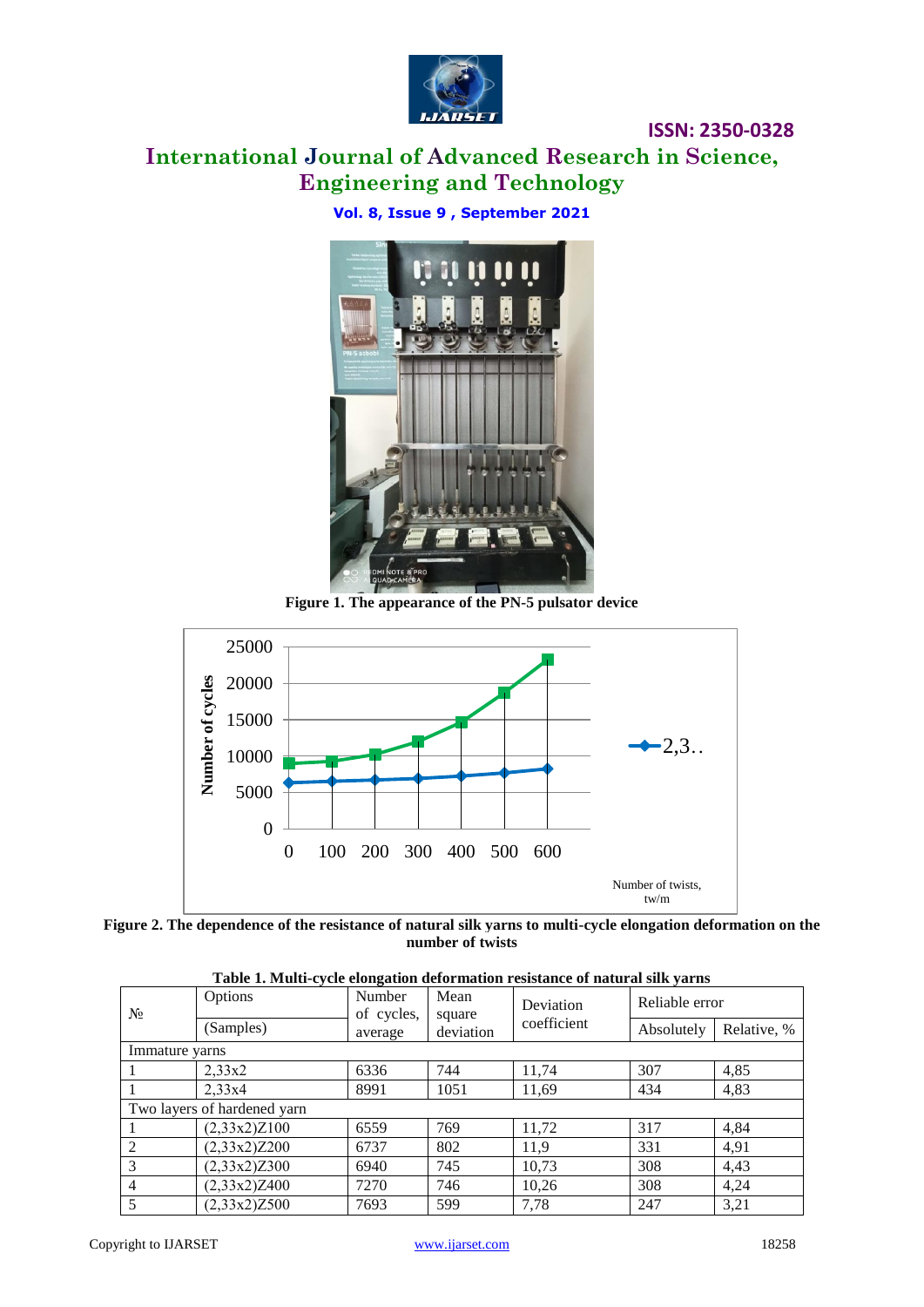Figure 1. The appearance of the PN-5 pulsator device

Figure 2. The dependence of the resistance of natural silk yarns to multi-cycle elongation deformation on the number of twists

**Table 1. Multi-cycle elongation deformation resistance of natural silk yarns**

| № | Options (Samples) | Number of cycles, average | Mean square deviation | Deviation coefficient | Reliable error | |
|---|---|---|---|---|---|---|
| | | | | | Absolutely | Relative, % |
| Immature yarns | | | | | | |
| 1 | 2,33x2 | 6336 | 744 | 11,74 | 307 | 4,85 |
| 1 | 2,33x4 | 8991 | 1051 | 11,69 | 434 | 4,83 |
| Two layers of hardened yarn | | | | | | |
| 1 | (2,33x2)Z100 | 6559 | 769 | 11,72 | 317 | 4,84 |
| 2 | (2,33x2)Z200 | 6737 | 802 | 11,9 | 331 | 4,91 |
| 3 | (2,33x2)Z300 | 6940 | 745 | 10,73 | 308 | 4,43 |
| 4 | (2,33x2)Z400 | 7270 | 746 | 10,26 | 308 | 4,24 |
| 5 | (2,33x2)Z500 | 7693 | 599 | 7,78 | 247 | 3,21 |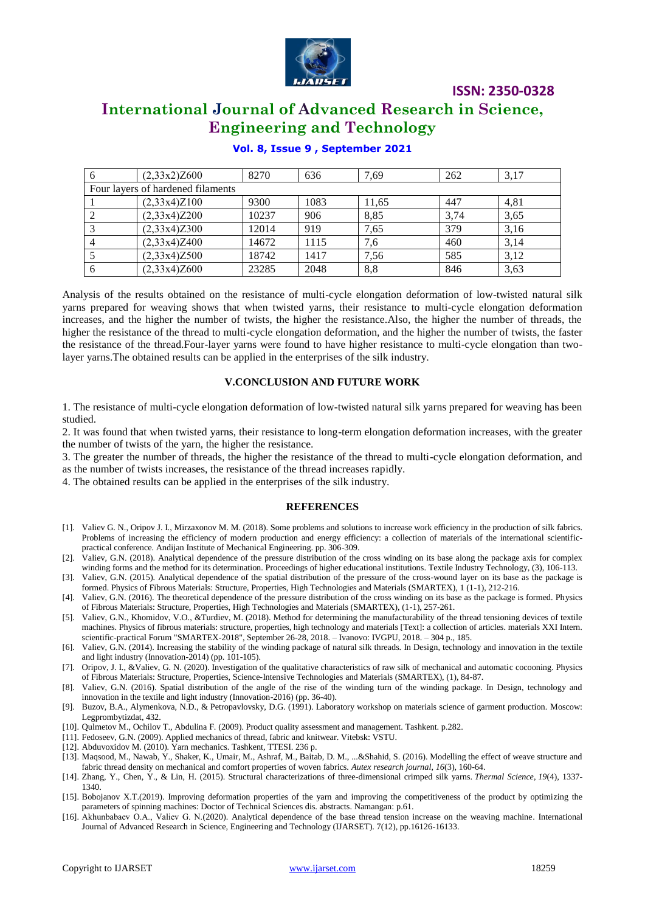| 6 | (2,33x2)Z600 | 8270 | 636 | 7,69 | 262 | 3,17 |
|---|---|---|---|---|---|---|
| Four layers of hardened filaments | | | | | | |
| 1 | (2,33x4)Z100 | 9300 | 1083 | 11,65 | 447 | 4,81 |
| 2 | (2,33x4)Z200 | 10237 | 906 | 8,85 | 3,74 | 3,65 |
| 3 | (2,33x4)Z300 | 12014 | 919 | 7,65 | 379 | 3,16 |
| 4 | (2,33x4)Z400 | 14672 | 1115 | 7,6 | 460 | 3,14 |
| 5 | (2,33x4)Z500 | 18742 | 1417 | 7,56 | 585 | 3,12 |
| 6 | (2,33x4)Z600 | 23285 | 2048 | 8,8 | 846 | 3,63 |

Analysis of the results obtained on the resistance of multi-cycle elongation deformation of low-twisted natural silk yarns prepared for weaving shows that when twisted yarns, their resistance to multi-cycle elongation deformation increases, and the higher the number of twists, the higher the resistance.Also, the higher the number of threads, the higher the resistance of the thread to multi-cycle elongation deformation, and the higher the number of twists, the faster the resistance of the thread.Four-layer yarns were found to have higher resistance to multi-cycle elongation than two-layer yarns.The obtained results can be applied in the enterprises of the silk industry.

## V.CONCLUSION AND FUTURE WORK

1. The resistance of multi-cycle elongation deformation of low-twisted natural silk yarns prepared for weaving has been studied.
2. It was found that when twisted yarns, their resistance to long-term elongation deformation increases, with the greater the number of twists of the yarn, the higher the resistance.
3. The greater the number of threads, the higher the resistance of the thread to multi-cycle elongation deformation, and as the number of twists increases, the resistance of the thread increases rapidly.
4. The obtained results can be applied in the enterprises of the silk industry.

## REFERENCES

[1]. Valiev G. N., Oripov J. I., Mirzaxonov M. M. (2018). Some problems and solutions to increase work efficiency in the production of silk fabrics. Problems of increasing the efficiency of modern production and energy efficiency: a collection of materials of the international scientific-practical conference. Andijan Institute of Mechanical Engineering. pp. 306-309.

[2]. Valiev, G.N. (2018). Analytical dependence of the pressure distribution of the cross winding on its base along the package axis for complex winding forms and the method for its determination. Proceedings of higher educational institutions. Textile Industry Technology, (3), 106-113.

[3]. Valiev, G.N. (2015). Analytical dependence of the spatial distribution of the pressure of the cross-wound layer on its base as the package is formed. Physics of Fibrous Materials: Structure, Properties, High Technologies and Materials (SMARTEX), 1 (1-1), 212-216.

[4]. Valiev, G.N. (2016). The theoretical dependence of the pressure distribution of the cross winding on its base as the package is formed. Physics of Fibrous Materials: Structure, Properties, High Technologies and Materials (SMARTEX), (1-1), 257-261.

[5]. Valiev, G.N., Khomidov, V.O., &Turdiev, M. (2018). Method for determining the manufacturability of the thread tensioning devices of textile machines. Physics of fibrous materials: structure, properties, high technology and materials [Text]: a collection of articles. materials XXI Intern. scientific-practical Forum "SMARTEX-2018", September 26-28, 2018. – Ivanovo: IVGPU, 2018. – 304 p., 185.

[6]. Valiev, G.N. (2014). Increasing the stability of the winding package of natural silk threads. In Design, technology and innovation in the textile and light industry (Innovation-2014) (pp. 101-105).

[7]. Oripov, J. I., &Valiev, G. N. (2020). Investigation of the qualitative characteristics of raw silk of mechanical and automatic cocooning. Physics of Fibrous Materials: Structure, Properties, Science-Intensive Technologies and Materials (SMARTEX), (1), 84-87.

[8]. Valiev, G.N. (2016). Spatial distribution of the angle of the rise of the winding turn of the winding package. In Design, technology and innovation in the textile and light industry (Innovation-2016) (pp. 36-40).

[9]. Buzov, B.A., Alymenkova, N.D., & Petropavlovsky, D.G. (1991). Laboratory workshop on materials science of garment production. Moscow: Legprombytizdat, 432.

[10]. Qulmetov M., Ochilov T., Abdulina F. (2009). Product quality assessment and management. Tashkent. p.282.

[11]. Fedoseev, G.N. (2009). Applied mechanics of thread, fabric and knitwear. Vitebsk: VSTU.

[12]. Abduvoxidov M. (2010). Yarn mechanics. Tashkent, TTESI. 236 p.

[13]. Maqsood, M., Nawab, Y., Shaker, K., Umair, M., Ashraf, M., Baitab, D. M., ...&Shahid, S. (2016). Modelling the effect of weave structure and fabric thread density on mechanical and comfort properties of woven fabrics. *Autex research journal*, *16*(3), 160-64.

[14]. Zhang, Y., Chen, Y., & Lin, H. (2015). Structural characterizations of three-dimensional crimped silk yarns. *Thermal Science*, *19*(4), 1337-1340.

[15]. Bobojanov X.T.(2019). Improving deformation properties of the yarn and improving the competitiveness of the product by optimizing the parameters of spinning machines: Doctor of Technical Sciences dis. abstracts. Namangan: p.61.

[16]. Akhunbabaev O.A., Valiev G. N.(2020). Analytical dependence of the base thread tension increase on the weaving machine. International Journal of Advanced Research in Science, Engineering and Technology (IJARSET). 7(12), pp.16126-16133.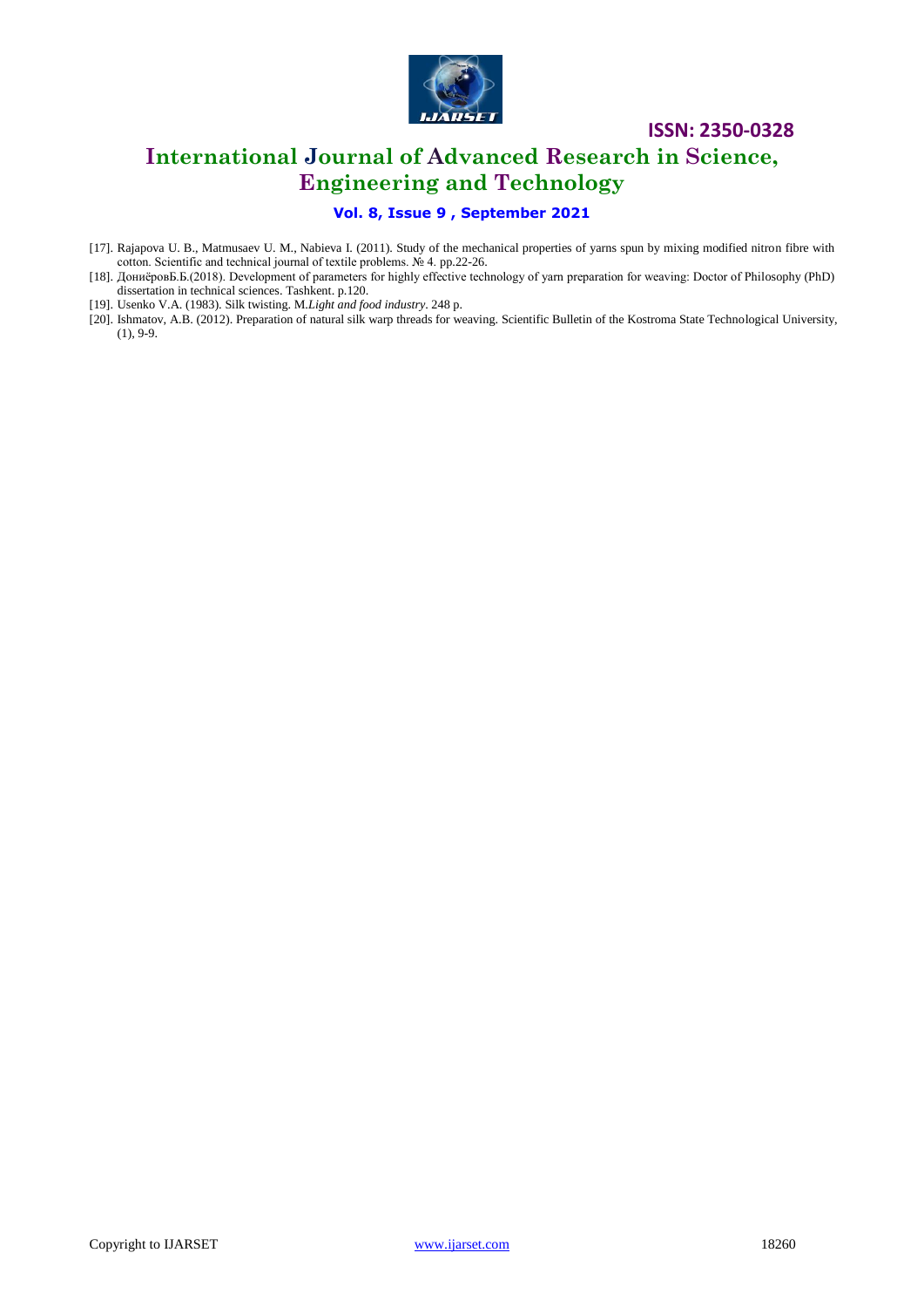[17]. Rajapova U. B., Matmusaev U. M., Nabieva I. (2011). Study of the mechanical properties of yarns spun by mixing modified nitron fibre with cotton. Scientific and technical journal of textile problems. № 4. pp.22-26.

[18]. ДониёровБ.Б.(2018). Development of parameters for highly effective technology of yarn preparation for weaving: Doctor of Philosophy (PhD) dissertation in technical sciences. Tashkent. p.120.

[19]. Usenko V.A. (1983). Silk twisting. M.*Light and food industry*. 248 p.

[20]. Ishmatov, A.B. (2012). Preparation of natural silk warp threads for weaving. Scientific Bulletin of the Kostroma State Technological University, (1), 9-9.